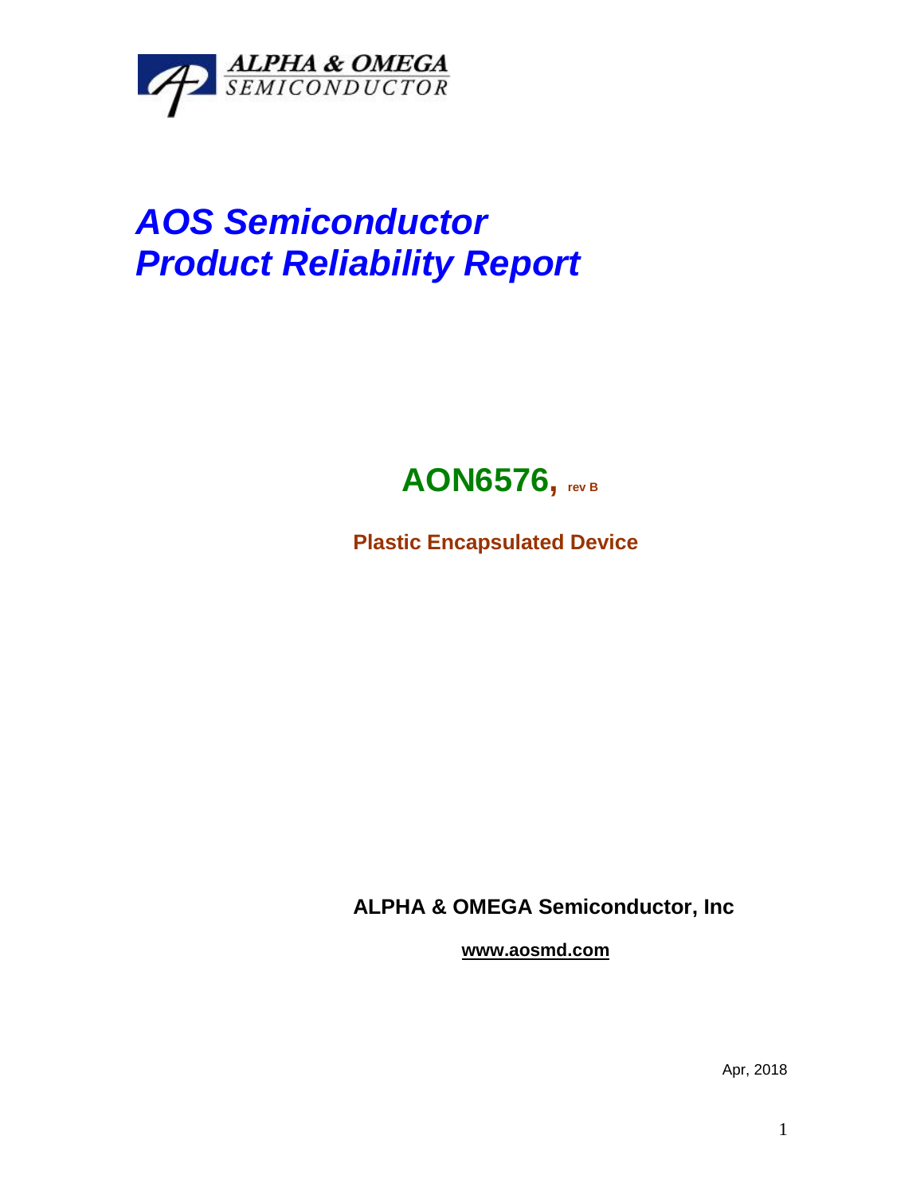ALPHA & OMEGA
SEMICONDUCTOR

# *AOS Semiconductor*
# *Product Reliability Report*

## AON6576, rev B

**Plastic Encapsulated Device**

**ALPHA & OMEGA Semiconductor, Inc**

**www.aosmd.com**

Apr, 2018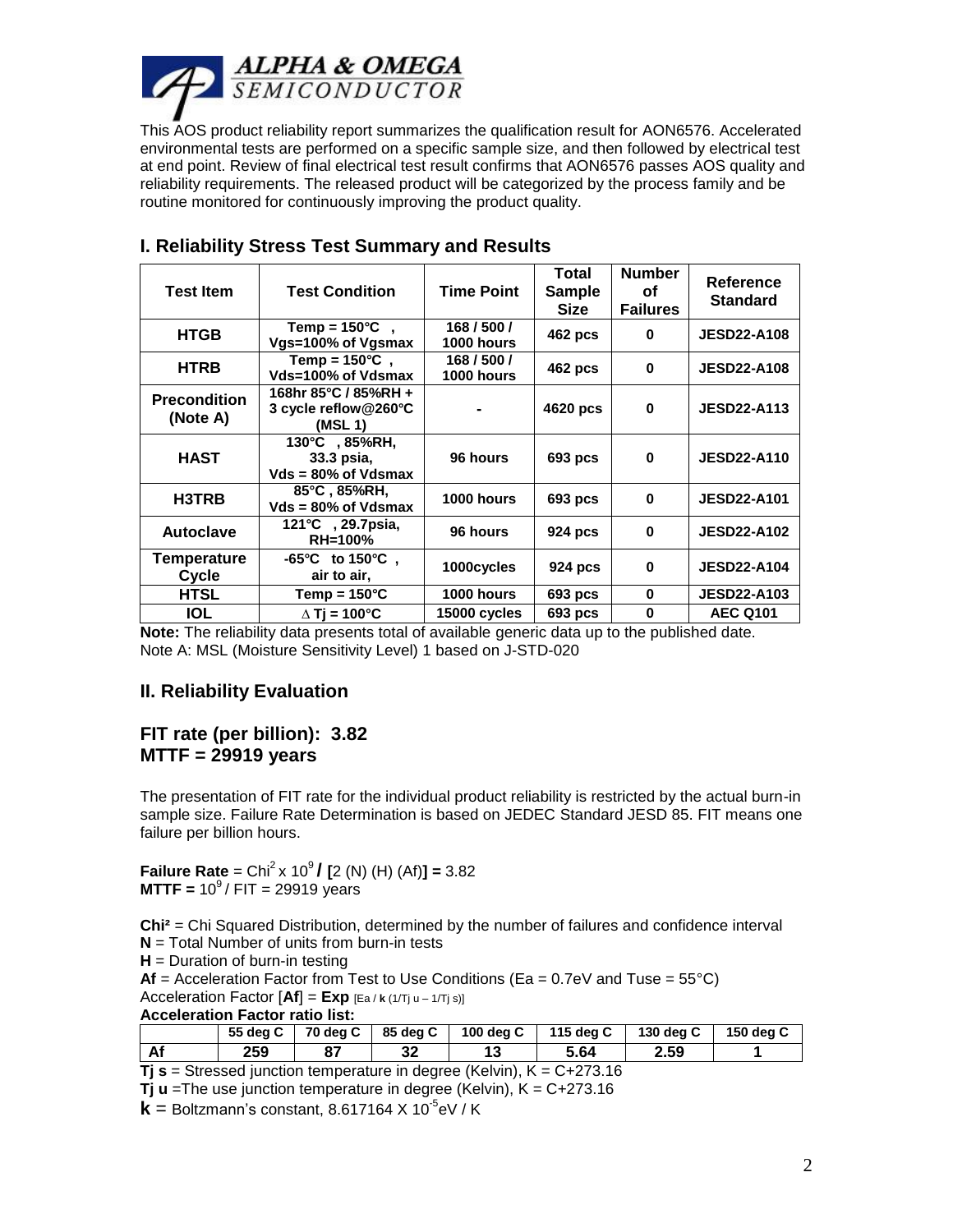ALPHA & OMEGA SEMICONDUCTOR

This AOS product reliability report summarizes the qualification result for AON6576. Accelerated environmental tests are performed on a specific sample size, and then followed by electrical test at end point. Review of final electrical test result confirms that AON6576 passes AOS quality and reliability requirements. The released product will be categorized by the process family and be routine monitored for continuously improving the product quality.

## I. Reliability Stress Test Summary and Results

| Test Item | Test Condition | Time Point | Total Sample Size | Number of Failures | Reference Standard |
|---|---|---|---|---|---|
| HTGB | Temp = 150°C , Vgs=100% of Vgsmax | 168 / 500 / 1000 hours | 462 pcs | 0 | JESD22-A108 |
| HTRB | Temp = 150°C , Vds=100% of Vdsmax | 168 / 500 / 1000 hours | 462 pcs | 0 | JESD22-A108 |
| Precondition (Note A) | 168hr 85°C / 85%RH + 3 cycle reflow@260°C (MSL 1) | - | 4620 pcs | 0 | JESD22-A113 |
| HAST | 130°C , 85%RH, 33.3 psia, Vds = 80% of Vdsmax | 96 hours | 693 pcs | 0 | JESD22-A110 |
| H3TRB | 85°C , 85%RH, Vds = 80% of Vdsmax | 1000 hours | 693 pcs | 0 | JESD22-A101 |
| Autoclave | 121°C , 29.7psia, RH=100% | 96 hours | 924 pcs | 0 | JESD22-A102 |
| Temperature Cycle | -65°C to 150°C , air to air, | 1000cycles | 924 pcs | 0 | JESD22-A104 |
| HTSL | Temp = 150°C | 1000 hours | 693 pcs | 0 | JESD22-A103 |
| IOL | $\Delta$ Tj = 100°C | 15000 cycles | 693 pcs | 0 | AEC Q101 |

**Note:** The reliability data presents total of available generic data up to the published date.
Note A: MSL (Moisture Sensitivity Level) 1 based on J-STD-020

## II. Reliability Evaluation

### FIT rate (per billion): 3.82
### MTTF = 29919 years

The presentation of FIT rate for the individual product reliability is restricted by the actual burn-in sample size. Failure Rate Determination is based on JEDEC Standard JESD 85. FIT means one failure per billion hours.

**Failure Rate** = $Chi^2 \times 10^9$ **/ [**2 (N) (H) (Af)**] =** 3.82
**MTTF =** $10^9$ / FIT = 29919 years

**Chi²** = Chi Squared Distribution, determined by the number of failures and confidence interval
**N** = Total Number of units from burn-in tests
**H** = Duration of burn-in testing
**Af** = Acceleration Factor from Test to Use Conditions (Ea = 0.7eV and Tuse = 55°C)
Acceleration Factor [**Af**] = **Exp** [Ea / **k** (1/Tj u – 1/Tj s)]

**Acceleration Factor ratio list:**

| | 55 deg C | 70 deg C | 85 deg C | 100 deg C | 115 deg C | 130 deg C | 150 deg C |
|---|---|---|---|---|---|---|---|
| Af | 259 | 87 | 32 | 13 | 5.64 | 2.59 | 1 |

**Tj s** = Stressed junction temperature in degree (Kelvin), K = C+273.16
**Tj u** =The use junction temperature in degree (Kelvin), K = C+273.16
**k** = Boltzmann's constant, 8.617164 X $10^{-5}$eV / K